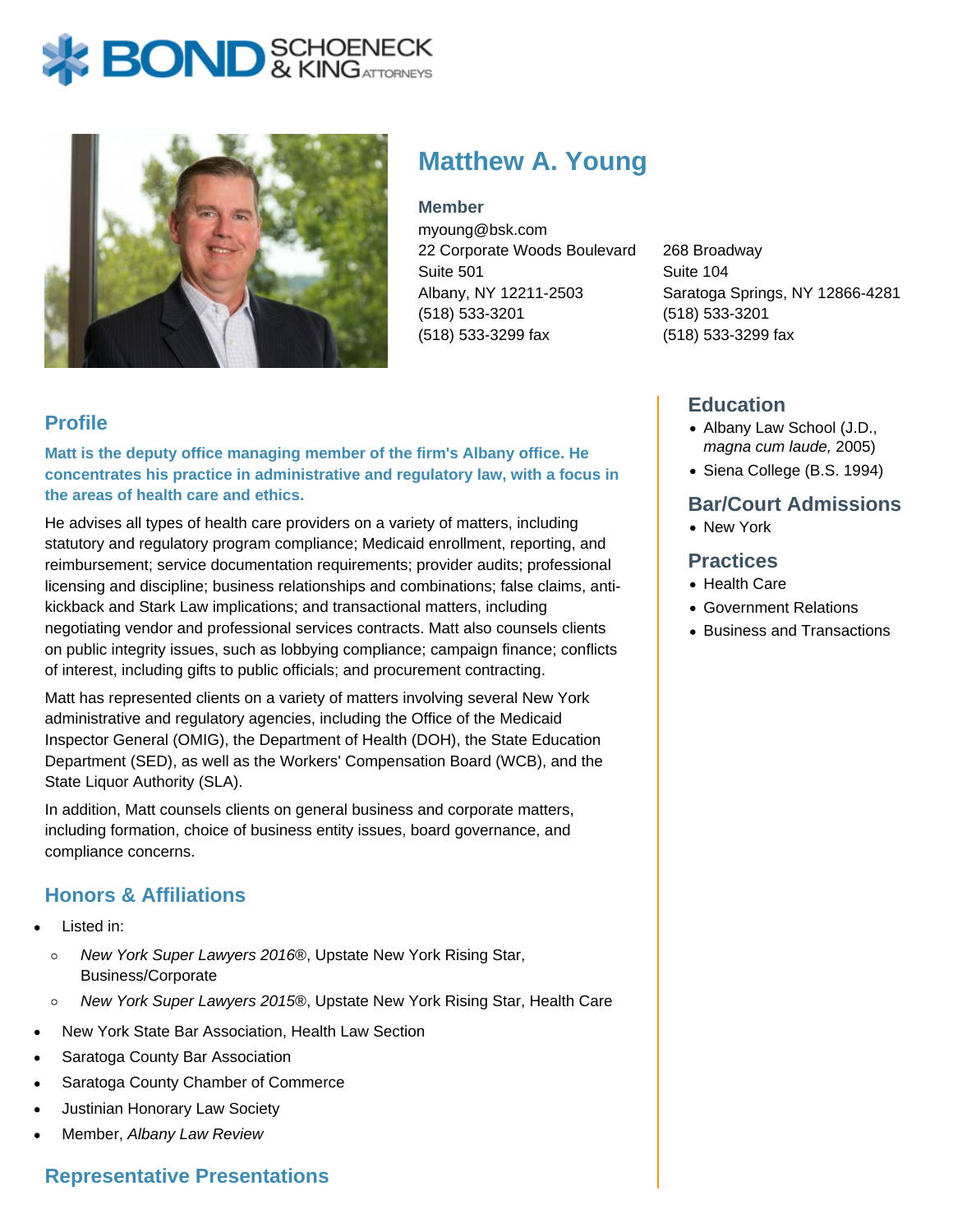# Matthew A. Young

**Member**

myoung@bsk.com

22 Corporate Woods Boulevard
Suite 501
Albany, NY 12211-2503
(518) 533-3201
(518) 533-3299 fax

268 Broadway
Suite 104
Saratoga Springs, NY 12866-4281
(518) 533-3201
(518) 533-3299 fax

## Profile

**Matt is the deputy office managing member of the firm's Albany office. He concentrates his practice in administrative and regulatory law, with a focus in the areas of health care and ethics.**

He advises all types of health care providers on a variety of matters, including statutory and regulatory program compliance; Medicaid enrollment, reporting, and reimbursement; service documentation requirements; provider audits; professional licensing and discipline; business relationships and combinations; false claims, anti-kickback and Stark Law implications; and transactional matters, including negotiating vendor and professional services contracts. Matt also counsels clients on public integrity issues, such as lobbying compliance; campaign finance; conflicts of interest, including gifts to public officials; and procurement contracting.

Matt has represented clients on a variety of matters involving several New York administrative and regulatory agencies, including the Office of the Medicaid Inspector General (OMIG), the Department of Health (DOH), the State Education Department (SED), as well as the Workers' Compensation Board (WCB), and the State Liquor Authority (SLA).

In addition, Matt counsels clients on general business and corporate matters, including formation, choice of business entity issues, board governance, and compliance concerns.

## Honors & Affiliations

- Listed in:
  - *New York Super Lawyers 2016®*, Upstate New York Rising Star, Business/Corporate
  - *New York Super Lawyers 2015®*, Upstate New York Rising Star, Health Care
- New York State Bar Association, Health Law Section
- Saratoga County Bar Association
- Saratoga County Chamber of Commerce
- Justinian Honorary Law Society
- Member, *Albany Law Review*

## Representative Presentations

## Education

- Albany Law School (J.D., *magna cum laude,* 2005)
- Siena College (B.S. 1994)

## Bar/Court Admissions

- New York

## Practices

- Health Care
- Government Relations
- Business and Transactions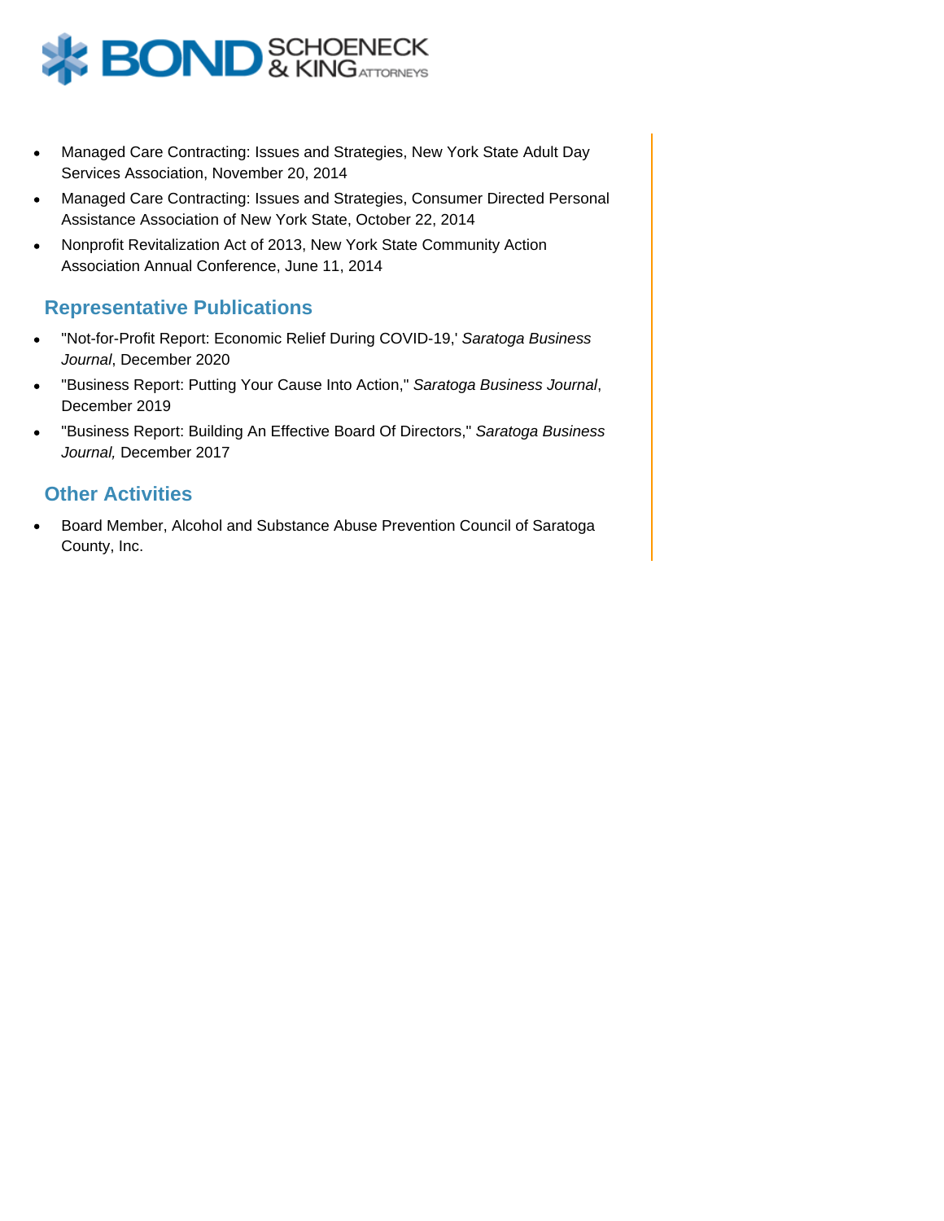- Managed Care Contracting: Issues and Strategies, New York State Adult Day Services Association, November 20, 2014
- Managed Care Contracting: Issues and Strategies, Consumer Directed Personal Assistance Association of New York State, October 22, 2014
- Nonprofit Revitalization Act of 2013, New York State Community Action Association Annual Conference, June 11, 2014

## Representative Publications

- "Not-for-Profit Report: Economic Relief During COVID-19,' *Saratoga Business Journal*, December 2020
- "Business Report: Putting Your Cause Into Action," *Saratoga Business Journal*, December 2019
- "Business Report: Building An Effective Board Of Directors," *Saratoga Business Journal,* December 2017

## Other Activities

- Board Member, Alcohol and Substance Abuse Prevention Council of Saratoga County, Inc.